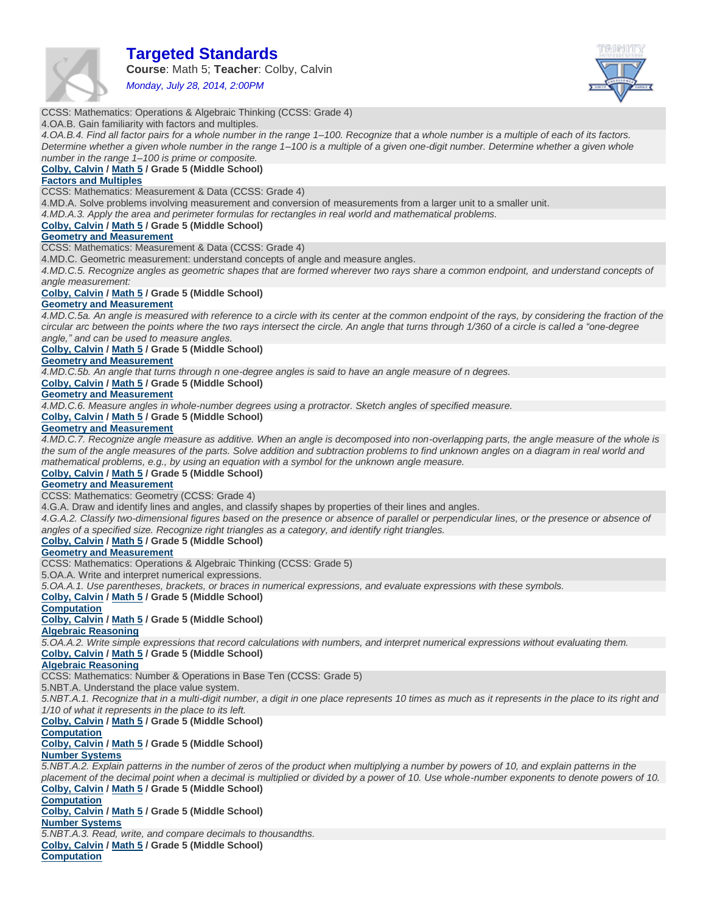# Targeted Standards

**Course**: Math 5; **Teacher**: Colby, Calvin

*Monday, July 28, 2014, 2:00PM*

CCSS: Mathematics: Operations & Algebraic Thinking (CCSS: Grade 4)

4.OA.B. Gain familiarity with factors and multiples.

*4.OA.B.4. Find all factor pairs for a whole number in the range 1–100. Recognize that a whole number is a multiple of each of its factors. Determine whether a given whole number in the range 1–100 is a multiple of a given one-digit number. Determine whether a given whole number in the range 1–100 is prime or composite.*

**Colby, Calvin / Math 5 / Grade 5 (Middle School)**

**Factors and Multiples**

CCSS: Mathematics: Measurement & Data (CCSS: Grade 4)

4.MD.A. Solve problems involving measurement and conversion of measurements from a larger unit to a smaller unit.

*4.MD.A.3. Apply the area and perimeter formulas for rectangles in real world and mathematical problems.*

**Colby, Calvin / Math 5 / Grade 5 (Middle School)**

**Geometry and Measurement**

CCSS: Mathematics: Measurement & Data (CCSS: Grade 4)

4.MD.C. Geometric measurement: understand concepts of angle and measure angles.

*4.MD.C.5. Recognize angles as geometric shapes that are formed wherever two rays share a common endpoint, and understand concepts of angle measurement:*

**Colby, Calvin / Math 5 / Grade 5 (Middle School)**

**Geometry and Measurement**

*4.MD.C.5a. An angle is measured with reference to a circle with its center at the common endpoint of the rays, by considering the fraction of the circular arc between the points where the two rays intersect the circle. An angle that turns through 1/360 of a circle is called a "one-degree angle," and can be used to measure angles.*

**Colby, Calvin / Math 5 / Grade 5 (Middle School)**

**Geometry and Measurement**

*4.MD.C.5b. An angle that turns through n one-degree angles is said to have an angle measure of n degrees.*

**Colby, Calvin / Math 5 / Grade 5 (Middle School)**

**Geometry and Measurement**

*4.MD.C.6. Measure angles in whole-number degrees using a protractor. Sketch angles of specified measure.*

**Colby, Calvin / Math 5 / Grade 5 (Middle School)**

**Geometry and Measurement**

*4.MD.C.7. Recognize angle measure as additive. When an angle is decomposed into non-overlapping parts, the angle measure of the whole is the sum of the angle measures of the parts. Solve addition and subtraction problems to find unknown angles on a diagram in real world and mathematical problems, e.g., by using an equation with a symbol for the unknown angle measure.*

**Colby, Calvin / Math 5 / Grade 5 (Middle School)**

**Geometry and Measurement**

CCSS: Mathematics: Geometry (CCSS: Grade 4)

4.G.A. Draw and identify lines and angles, and classify shapes by properties of their lines and angles.

*4.G.A.2. Classify two-dimensional figures based on the presence or absence of parallel or perpendicular lines, or the presence or absence of angles of a specified size. Recognize right triangles as a category, and identify right triangles.*

**Colby, Calvin / Math 5 / Grade 5 (Middle School)**

**Geometry and Measurement**

CCSS: Mathematics: Operations & Algebraic Thinking (CCSS: Grade 5)

5.OA.A. Write and interpret numerical expressions.

*5.OA.A.1. Use parentheses, brackets, or braces in numerical expressions, and evaluate expressions with these symbols.*

**Colby, Calvin / Math 5 / Grade 5 (Middle School)**

**Computation**

**Colby, Calvin / Math 5 / Grade 5 (Middle School)**

**Algebraic Reasoning**

*5.OA.A.2. Write simple expressions that record calculations with numbers, and interpret numerical expressions without evaluating them.*

**Colby, Calvin / Math 5 / Grade 5 (Middle School)**

**Algebraic Reasoning**

CCSS: Mathematics: Number & Operations in Base Ten (CCSS: Grade 5)

5.NBT.A. Understand the place value system.

*5.NBT.A.1. Recognize that in a multi-digit number, a digit in one place represents 10 times as much as it represents in the place to its right and 1/10 of what it represents in the place to its left.*

**Colby, Calvin / Math 5 / Grade 5 (Middle School)**

**Computation**

**Colby, Calvin / Math 5 / Grade 5 (Middle School)**

**Number Systems**

*5.NBT.A.2. Explain patterns in the number of zeros of the product when multiplying a number by powers of 10, and explain patterns in the placement of the decimal point when a decimal is multiplied or divided by a power of 10. Use whole-number exponents to denote powers of 10.*

**Colby, Calvin / Math 5 / Grade 5 (Middle School)**

**Computation**

**Colby, Calvin / Math 5 / Grade 5 (Middle School)**

**Number Systems**

*5.NBT.A.3. Read, write, and compare decimals to thousandths.*

**Colby, Calvin / Math 5 / Grade 5 (Middle School)**

**Computation**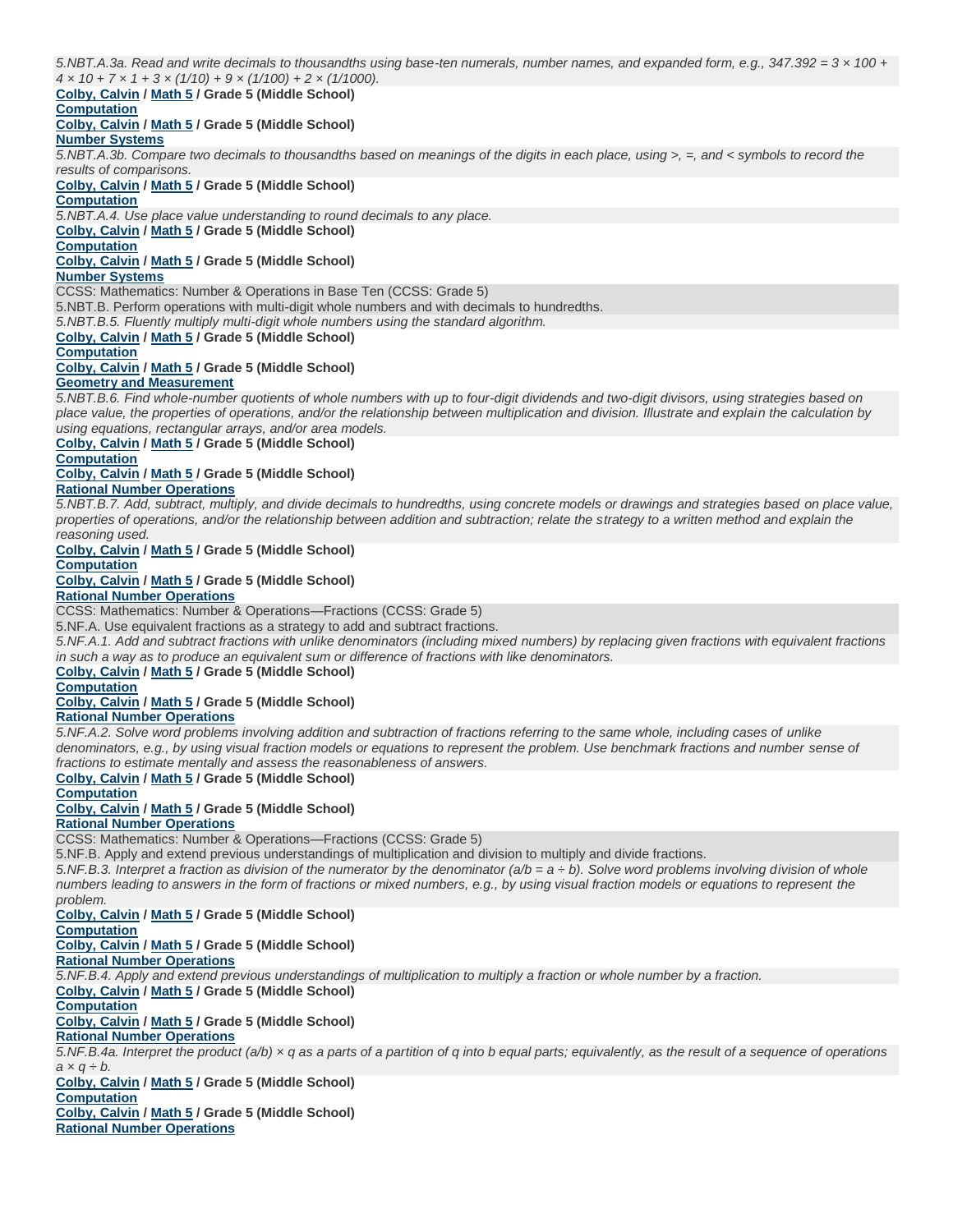*5.NBT.A.3a. Read and write decimals to thousandths using base-ten numerals, number names, and expanded form, e.g., 347.392 = 3 × 100 + 4 × 10 + 7 × 1 + 3 × (1/10) + 9 × (1/100) + 2 × (1/1000).*

**Colby, Calvin / Math 5 / Grade 5 (Middle School)**
**Computation**
**Colby, Calvin / Math 5 / Grade 5 (Middle School)**
**Number Systems**

*5.NBT.A.3b. Compare two decimals to thousandths based on meanings of the digits in each place, using >, =, and < symbols to record the results of comparisons.*

**Colby, Calvin / Math 5 / Grade 5 (Middle School)**
**Computation**

*5.NBT.A.4. Use place value understanding to round decimals to any place.*

**Colby, Calvin / Math 5 / Grade 5 (Middle School)**
**Computation**
**Colby, Calvin / Math 5 / Grade 5 (Middle School)**
**Number Systems**

CCSS: Mathematics: Number & Operations in Base Ten (CCSS: Grade 5)

5.NBT.B. Perform operations with multi-digit whole numbers and with decimals to hundredths.

*5.NBT.B.5. Fluently multiply multi-digit whole numbers using the standard algorithm.*

**Colby, Calvin / Math 5 / Grade 5 (Middle School)**
**Computation**
**Colby, Calvin / Math 5 / Grade 5 (Middle School)**
**Geometry and Measurement**

*5.NBT.B.6. Find whole-number quotients of whole numbers with up to four-digit dividends and two-digit divisors, using strategies based on place value, the properties of operations, and/or the relationship between multiplication and division. Illustrate and explain the calculation by using equations, rectangular arrays, and/or area models.*

**Colby, Calvin / Math 5 / Grade 5 (Middle School)**
**Computation**
**Colby, Calvin / Math 5 / Grade 5 (Middle School)**
**Rational Number Operations**

*5.NBT.B.7. Add, subtract, multiply, and divide decimals to hundredths, using concrete models or drawings and strategies based on place value, properties of operations, and/or the relationship between addition and subtraction; relate the strategy to a written method and explain the reasoning used.*

**Colby, Calvin / Math 5 / Grade 5 (Middle School)**
**Computation**
**Colby, Calvin / Math 5 / Grade 5 (Middle School)**
**Rational Number Operations**

CCSS: Mathematics: Number & Operations—Fractions (CCSS: Grade 5)

5.NF.A. Use equivalent fractions as a strategy to add and subtract fractions.

*5.NF.A.1. Add and subtract fractions with unlike denominators (including mixed numbers) by replacing given fractions with equivalent fractions in such a way as to produce an equivalent sum or difference of fractions with like denominators.*

**Colby, Calvin / Math 5 / Grade 5 (Middle School)**
**Computation**
**Colby, Calvin / Math 5 / Grade 5 (Middle School)**
**Rational Number Operations**

*5.NF.A.2. Solve word problems involving addition and subtraction of fractions referring to the same whole, including cases of unlike denominators, e.g., by using visual fraction models or equations to represent the problem. Use benchmark fractions and number sense of fractions to estimate mentally and assess the reasonableness of answers.*

**Colby, Calvin / Math 5 / Grade 5 (Middle School)**
**Computation**
**Colby, Calvin / Math 5 / Grade 5 (Middle School)**
**Rational Number Operations**

CCSS: Mathematics: Number & Operations—Fractions (CCSS: Grade 5)

5.NF.B. Apply and extend previous understandings of multiplication and division to multiply and divide fractions.

*5.NF.B.3. Interpret a fraction as division of the numerator by the denominator (a/b = a ÷ b). Solve word problems involving division of whole numbers leading to answers in the form of fractions or mixed numbers, e.g., by using visual fraction models or equations to represent the problem.*

**Colby, Calvin / Math 5 / Grade 5 (Middle School)**
**Computation**
**Colby, Calvin / Math 5 / Grade 5 (Middle School)**
**Rational Number Operations**

*5.NF.B.4. Apply and extend previous understandings of multiplication to multiply a fraction or whole number by a fraction.*

**Colby, Calvin / Math 5 / Grade 5 (Middle School)**
**Computation**
**Colby, Calvin / Math 5 / Grade 5 (Middle School)**
**Rational Number Operations**

*5.NF.B.4a. Interpret the product (a/b) × q as a parts of a partition of q into b equal parts; equivalently, as the result of a sequence of operations a × q ÷ b.*

**Colby, Calvin / Math 5 / Grade 5 (Middle School)**
**Computation**
**Colby, Calvin / Math 5 / Grade 5 (Middle School)**
**Rational Number Operations**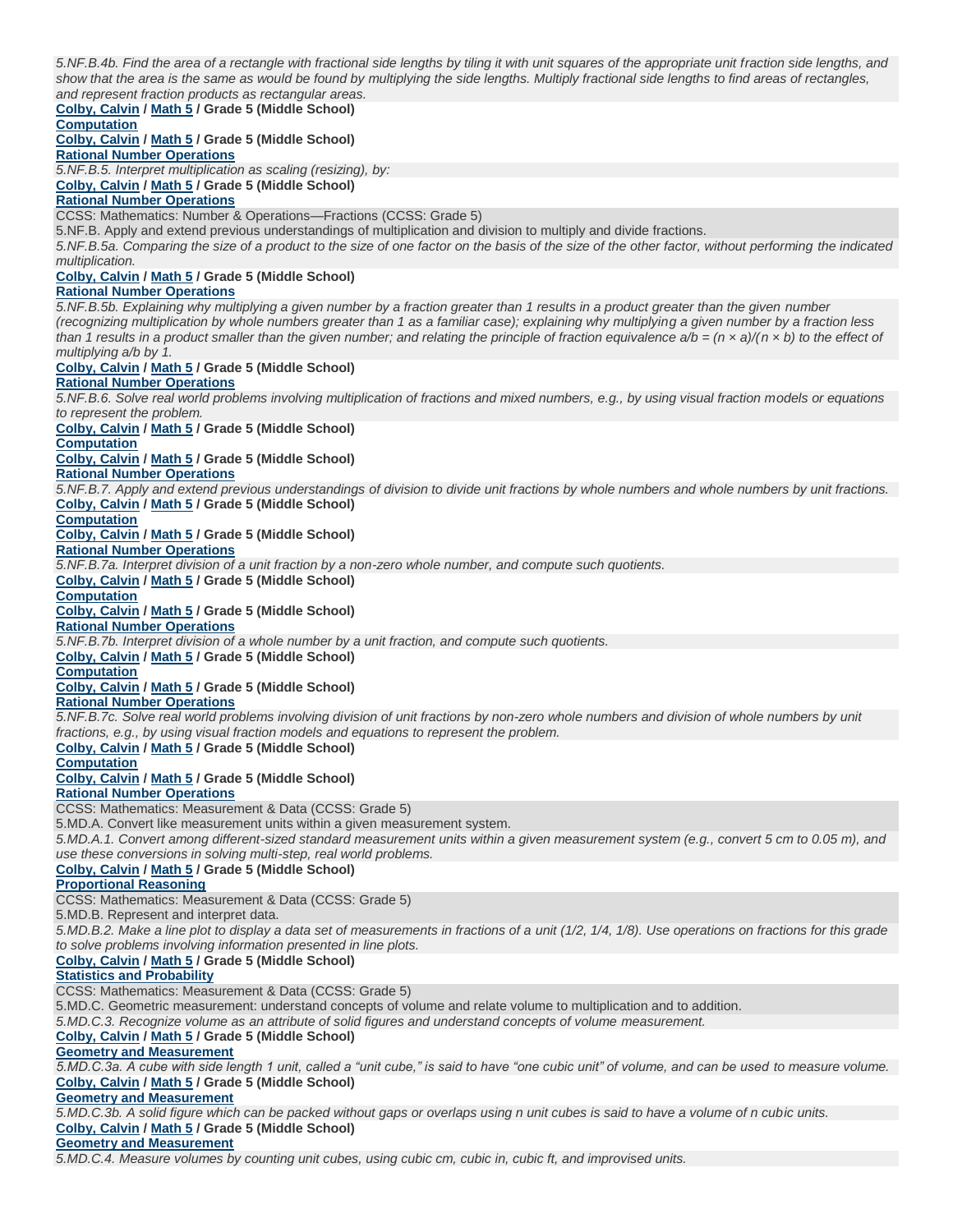*5.NF.B.4b. Find the area of a rectangle with fractional side lengths by tiling it with unit squares of the appropriate unit fraction side lengths, and show that the area is the same as would be found by multiplying the side lengths. Multiply fractional side lengths to find areas of rectangles, and represent fraction products as rectangular areas.*

**Colby, Calvin / Math 5 / Grade 5 (Middle School)**
**Computation**

**Colby, Calvin / Math 5 / Grade 5 (Middle School)**
**Rational Number Operations**

*5.NF.B.5. Interpret multiplication as scaling (resizing), by:*

**Colby, Calvin / Math 5 / Grade 5 (Middle School)**
**Rational Number Operations**

CCSS: Mathematics: Number & Operations—Fractions (CCSS: Grade 5)

5.NF.B. Apply and extend previous understandings of multiplication and division to multiply and divide fractions.

*5.NF.B.5a. Comparing the size of a product to the size of one factor on the basis of the size of the other factor, without performing the indicated multiplication.*

**Colby, Calvin / Math 5 / Grade 5 (Middle School)**
**Rational Number Operations**

*5.NF.B.5b. Explaining why multiplying a given number by a fraction greater than 1 results in a product greater than the given number (recognizing multiplication by whole numbers greater than 1 as a familiar case); explaining why multiplying a given number by a fraction less than 1 results in a product smaller than the given number; and relating the principle of fraction equivalence $a/b = (n \times a)/(n \times b)$ to the effect of multiplying $a/b$ by 1.*

**Colby, Calvin / Math 5 / Grade 5 (Middle School)**
**Rational Number Operations**

*5.NF.B.6. Solve real world problems involving multiplication of fractions and mixed numbers, e.g., by using visual fraction models or equations to represent the problem.*

**Colby, Calvin / Math 5 / Grade 5 (Middle School)**
**Computation**

**Colby, Calvin / Math 5 / Grade 5 (Middle School)**
**Rational Number Operations**

*5.NF.B.7. Apply and extend previous understandings of division to divide unit fractions by whole numbers and whole numbers by unit fractions.*

**Colby, Calvin / Math 5 / Grade 5 (Middle School)**
**Computation**

**Colby, Calvin / Math 5 / Grade 5 (Middle School)**
**Rational Number Operations**

*5.NF.B.7a. Interpret division of a unit fraction by a non-zero whole number, and compute such quotients.*

**Colby, Calvin / Math 5 / Grade 5 (Middle School)**
**Computation**

**Colby, Calvin / Math 5 / Grade 5 (Middle School)**
**Rational Number Operations**

*5.NF.B.7b. Interpret division of a whole number by a unit fraction, and compute such quotients.*

**Colby, Calvin / Math 5 / Grade 5 (Middle School)**
**Computation**

**Colby, Calvin / Math 5 / Grade 5 (Middle School)**
**Rational Number Operations**

*5.NF.B.7c. Solve real world problems involving division of unit fractions by non-zero whole numbers and division of whole numbers by unit fractions, e.g., by using visual fraction models and equations to represent the problem.*

**Colby, Calvin / Math 5 / Grade 5 (Middle School)**
**Computation**

**Colby, Calvin / Math 5 / Grade 5 (Middle School)**
**Rational Number Operations**

CCSS: Mathematics: Measurement & Data (CCSS: Grade 5)

5.MD.A. Convert like measurement units within a given measurement system.

*5.MD.A.1. Convert among different-sized standard measurement units within a given measurement system (e.g., convert 5 cm to 0.05 m), and use these conversions in solving multi-step, real world problems.*

**Colby, Calvin / Math 5 / Grade 5 (Middle School)**
**Proportional Reasoning**

CCSS: Mathematics: Measurement & Data (CCSS: Grade 5)

5.MD.B. Represent and interpret data.

*5.MD.B.2. Make a line plot to display a data set of measurements in fractions of a unit (1/2, 1/4, 1/8). Use operations on fractions for this grade to solve problems involving information presented in line plots.*

**Colby, Calvin / Math 5 / Grade 5 (Middle School)**
**Statistics and Probability**

CCSS: Mathematics: Measurement & Data (CCSS: Grade 5)

5.MD.C. Geometric measurement: understand concepts of volume and relate volume to multiplication and to addition.

*5.MD.C.3. Recognize volume as an attribute of solid figures and understand concepts of volume measurement.*

**Colby, Calvin / Math 5 / Grade 5 (Middle School)**
**Geometry and Measurement**

*5.MD.C.3a. A cube with side length 1 unit, called a "unit cube," is said to have "one cubic unit" of volume, and can be used to measure volume.*

**Colby, Calvin / Math 5 / Grade 5 (Middle School)**
**Geometry and Measurement**

*5.MD.C.3b. A solid figure which can be packed without gaps or overlaps using n unit cubes is said to have a volume of n cubic units.*

**Colby, Calvin / Math 5 / Grade 5 (Middle School)**
**Geometry and Measurement**

*5.MD.C.4. Measure volumes by counting unit cubes, using cubic cm, cubic in, cubic ft, and improvised units.*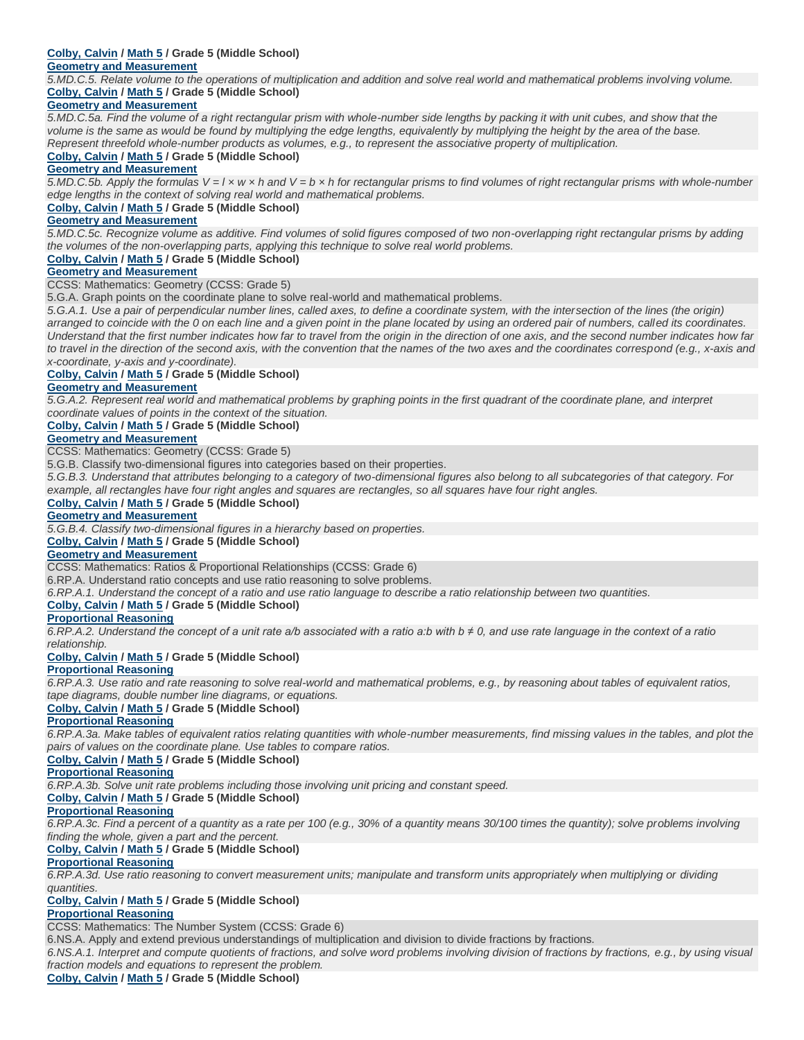**Colby, Calvin / Math 5 / Grade 5 (Middle School)**
**Geometry and Measurement**

*5.MD.C.5. Relate volume to the operations of multiplication and addition and solve real world and mathematical problems involving volume.*

**Colby, Calvin / Math 5 / Grade 5 (Middle School)**
**Geometry and Measurement**

*5.MD.C.5a. Find the volume of a right rectangular prism with whole-number side lengths by packing it with unit cubes, and show that the volume is the same as would be found by multiplying the edge lengths, equivalently by multiplying the height by the area of the base. Represent threefold whole-number products as volumes, e.g., to represent the associative property of multiplication.*

**Colby, Calvin / Math 5 / Grade 5 (Middle School)**
**Geometry and Measurement**

*5.MD.C.5b. Apply the formulas $V = l \times w \times h$ and $V = b \times h$ for rectangular prisms to find volumes of right rectangular prisms with whole-number edge lengths in the context of solving real world and mathematical problems.*

**Colby, Calvin / Math 5 / Grade 5 (Middle School)**
**Geometry and Measurement**

*5.MD.C.5c. Recognize volume as additive. Find volumes of solid figures composed of two non-overlapping right rectangular prisms by adding the volumes of the non-overlapping parts, applying this technique to solve real world problems.*

**Colby, Calvin / Math 5 / Grade 5 (Middle School)**
**Geometry and Measurement**

CCSS: Mathematics: Geometry (CCSS: Grade 5)

5.G.A. Graph points on the coordinate plane to solve real-world and mathematical problems.

*5.G.A.1. Use a pair of perpendicular number lines, called axes, to define a coordinate system, with the intersection of the lines (the origin) arranged to coincide with the 0 on each line and a given point in the plane located by using an ordered pair of numbers, called its coordinates. Understand that the first number indicates how far to travel from the origin in the direction of one axis, and the second number indicates how far to travel in the direction of the second axis, with the convention that the names of the two axes and the coordinates correspond (e.g., x-axis and x-coordinate, y-axis and y-coordinate).*

**Colby, Calvin / Math 5 / Grade 5 (Middle School)**
**Geometry and Measurement**

*5.G.A.2. Represent real world and mathematical problems by graphing points in the first quadrant of the coordinate plane, and interpret coordinate values of points in the context of the situation.*

**Colby, Calvin / Math 5 / Grade 5 (Middle School)**
**Geometry and Measurement**

CCSS: Mathematics: Geometry (CCSS: Grade 5)

5.G.B. Classify two-dimensional figures into categories based on their properties.

*5.G.B.3. Understand that attributes belonging to a category of two-dimensional figures also belong to all subcategories of that category. For example, all rectangles have four right angles and squares are rectangles, so all squares have four right angles.*

**Colby, Calvin / Math 5 / Grade 5 (Middle School)**
**Geometry and Measurement**

*5.G.B.4. Classify two-dimensional figures in a hierarchy based on properties.*

**Colby, Calvin / Math 5 / Grade 5 (Middle School)**
**Geometry and Measurement**

CCSS: Mathematics: Ratios & Proportional Relationships (CCSS: Grade 6)

6.RP.A. Understand ratio concepts and use ratio reasoning to solve problems.

*6.RP.A.1. Understand the concept of a ratio and use ratio language to describe a ratio relationship between two quantities.*

**Colby, Calvin / Math 5 / Grade 5 (Middle School)**
**Proportional Reasoning**

*6.RP.A.2. Understand the concept of a unit rate $a/b$ associated with a ratio $a:b$ with $b \neq 0$, and use rate language in the context of a ratio relationship.*

**Colby, Calvin / Math 5 / Grade 5 (Middle School)**
**Proportional Reasoning**

*6.RP.A.3. Use ratio and rate reasoning to solve real-world and mathematical problems, e.g., by reasoning about tables of equivalent ratios, tape diagrams, double number line diagrams, or equations.*

**Colby, Calvin / Math 5 / Grade 5 (Middle School)**
**Proportional Reasoning**

*6.RP.A.3a. Make tables of equivalent ratios relating quantities with whole-number measurements, find missing values in the tables, and plot the pairs of values on the coordinate plane. Use tables to compare ratios.*

**Colby, Calvin / Math 5 / Grade 5 (Middle School)**
**Proportional Reasoning**

*6.RP.A.3b. Solve unit rate problems including those involving unit pricing and constant speed.*

**Colby, Calvin / Math 5 / Grade 5 (Middle School)**
**Proportional Reasoning**

*6.RP.A.3c. Find a percent of a quantity as a rate per 100 (e.g., 30% of a quantity means 30/100 times the quantity); solve problems involving finding the whole, given a part and the percent.*

**Colby, Calvin / Math 5 / Grade 5 (Middle School)**
**Proportional Reasoning**

*6.RP.A.3d. Use ratio reasoning to convert measurement units; manipulate and transform units appropriately when multiplying or dividing quantities.*

**Colby, Calvin / Math 5 / Grade 5 (Middle School)**
**Proportional Reasoning**

CCSS: Mathematics: The Number System (CCSS: Grade 6)

6.NS.A. Apply and extend previous understandings of multiplication and division to divide fractions by fractions.

*6.NS.A.1. Interpret and compute quotients of fractions, and solve word problems involving division of fractions by fractions, e.g., by using visual fraction models and equations to represent the problem.*

**Colby, Calvin / Math 5 / Grade 5 (Middle School)**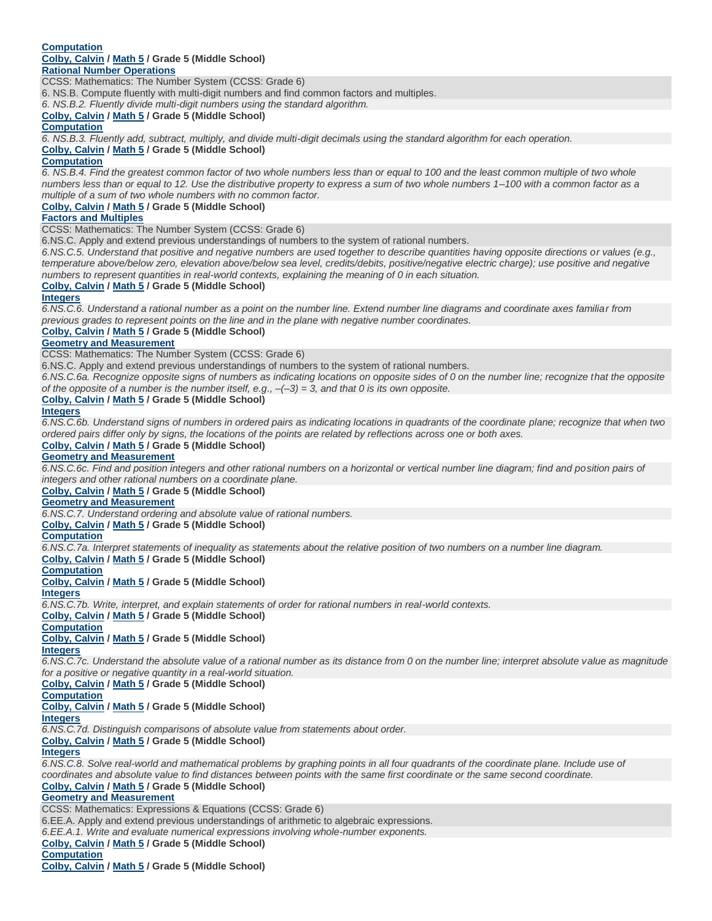**Computation**

**Colby, Calvin / Math 5 / Grade 5 (Middle School)**

**Rational Number Operations**

CCSS: Mathematics: The Number System (CCSS: Grade 6)

6. NS.B. Compute fluently with multi-digit numbers and find common factors and multiples.

*6. NS.B.2. Fluently divide multi-digit numbers using the standard algorithm.*

**Colby, Calvin / Math 5 / Grade 5 (Middle School)**

**Computation**

*6. NS.B.3. Fluently add, subtract, multiply, and divide multi-digit decimals using the standard algorithm for each operation.*

**Colby, Calvin / Math 5 / Grade 5 (Middle School)**

**Computation**

*6. NS.B.4. Find the greatest common factor of two whole numbers less than or equal to 100 and the least common multiple of two whole numbers less than or equal to 12. Use the distributive property to express a sum of two whole numbers 1–100 with a common factor as a multiple of a sum of two whole numbers with no common factor.*

**Colby, Calvin / Math 5 / Grade 5 (Middle School)**

**Factors and Multiples**

CCSS: Mathematics: The Number System (CCSS: Grade 6)

6.NS.C. Apply and extend previous understandings of numbers to the system of rational numbers.

*6.NS.C.5. Understand that positive and negative numbers are used together to describe quantities having opposite directions or values (e.g., temperature above/below zero, elevation above/below sea level, credits/debits, positive/negative electric charge); use positive and negative numbers to represent quantities in real-world contexts, explaining the meaning of 0 in each situation.*

**Colby, Calvin / Math 5 / Grade 5 (Middle School)**

**Integers**

*6.NS.C.6. Understand a rational number as a point on the number line. Extend number line diagrams and coordinate axes familiar from previous grades to represent points on the line and in the plane with negative number coordinates.*

**Colby, Calvin / Math 5 / Grade 5 (Middle School)**

**Geometry and Measurement**

CCSS: Mathematics: The Number System (CCSS: Grade 6)

6.NS.C. Apply and extend previous understandings of numbers to the system of rational numbers.

*6.NS.C.6a. Recognize opposite signs of numbers as indicating locations on opposite sides of 0 on the number line; recognize that the opposite of the opposite of a number is the number itself, e.g., –(–3) = 3, and that 0 is its own opposite.*

**Colby, Calvin / Math 5 / Grade 5 (Middle School)**

**Integers**

*6.NS.C.6b. Understand signs of numbers in ordered pairs as indicating locations in quadrants of the coordinate plane; recognize that when two ordered pairs differ only by signs, the locations of the points are related by reflections across one or both axes.*

**Colby, Calvin / Math 5 / Grade 5 (Middle School)**

**Geometry and Measurement**

*6.NS.C.6c. Find and position integers and other rational numbers on a horizontal or vertical number line diagram; find and position pairs of integers and other rational numbers on a coordinate plane.*

**Colby, Calvin / Math 5 / Grade 5 (Middle School)**

**Geometry and Measurement**

*6.NS.C.7. Understand ordering and absolute value of rational numbers.*

**Colby, Calvin / Math 5 / Grade 5 (Middle School)**

**Computation**

*6.NS.C.7a. Interpret statements of inequality as statements about the relative position of two numbers on a number line diagram.*

**Colby, Calvin / Math 5 / Grade 5 (Middle School)**

**Computation**

**Colby, Calvin / Math 5 / Grade 5 (Middle School)**

**Integers**

*6.NS.C.7b. Write, interpret, and explain statements of order for rational numbers in real-world contexts.*

**Colby, Calvin / Math 5 / Grade 5 (Middle School)**

**Computation**

**Colby, Calvin / Math 5 / Grade 5 (Middle School)**

**Integers**

*6.NS.C.7c. Understand the absolute value of a rational number as its distance from 0 on the number line; interpret absolute value as magnitude for a positive or negative quantity in a real-world situation.*

**Colby, Calvin / Math 5 / Grade 5 (Middle School)**

**Computation**

**Colby, Calvin / Math 5 / Grade 5 (Middle School)**

**Integers**

*6.NS.C.7d. Distinguish comparisons of absolute value from statements about order.*

**Colby, Calvin / Math 5 / Grade 5 (Middle School)**

**Integers**

*6.NS.C.8. Solve real-world and mathematical problems by graphing points in all four quadrants of the coordinate plane. Include use of coordinates and absolute value to find distances between points with the same first coordinate or the same second coordinate.*

**Colby, Calvin / Math 5 / Grade 5 (Middle School)**

**Geometry and Measurement**

CCSS: Mathematics: Expressions & Equations (CCSS: Grade 6)

6.EE.A. Apply and extend previous understandings of arithmetic to algebraic expressions.

*6.EE.A.1. Write and evaluate numerical expressions involving whole-number exponents.*

**Colby, Calvin / Math 5 / Grade 5 (Middle School)**

**Computation**

**Colby, Calvin / Math 5 / Grade 5 (Middle School)**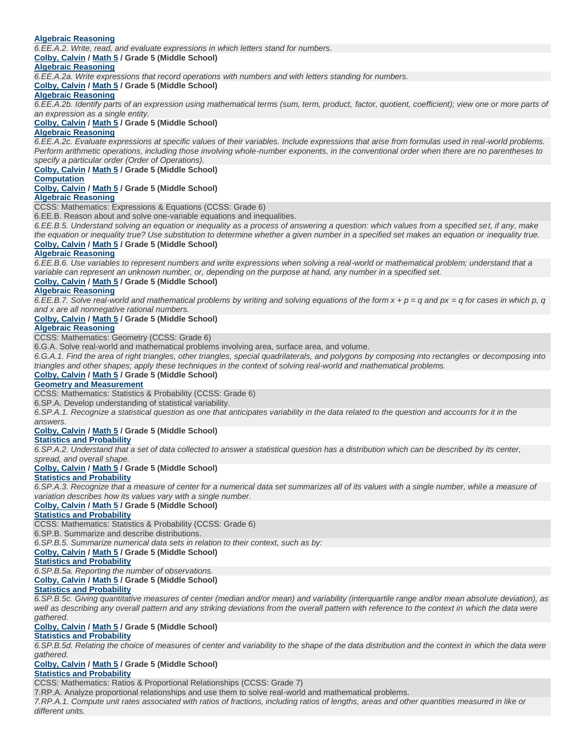**Algebraic Reasoning**

*6.EE.A.2. Write, read, and evaluate expressions in which letters stand for numbers.*

**Colby, Calvin / Math 5 / Grade 5 (Middle School)**

**Algebraic Reasoning**

*6.EE.A.2a. Write expressions that record operations with numbers and with letters standing for numbers.*

**Colby, Calvin / Math 5 / Grade 5 (Middle School)**

**Algebraic Reasoning**

*6.EE.A.2b. Identify parts of an expression using mathematical terms (sum, term, product, factor, quotient, coefficient); view one or more parts of an expression as a single entity.*

**Colby, Calvin / Math 5 / Grade 5 (Middle School)**

**Algebraic Reasoning**

*6.EE.A.2c. Evaluate expressions at specific values of their variables. Include expressions that arise from formulas used in real-world problems. Perform arithmetic operations, including those involving whole-number exponents, in the conventional order when there are no parentheses to specify a particular order (Order of Operations).*

**Colby, Calvin / Math 5 / Grade 5 (Middle School)**

**Computation**

**Colby, Calvin / Math 5 / Grade 5 (Middle School)**

**Algebraic Reasoning**

CCSS: Mathematics: Expressions & Equations (CCSS: Grade 6)

6.EE.B. Reason about and solve one-variable equations and inequalities.

*6.EE.B.5. Understand solving an equation or inequality as a process of answering a question: which values from a specified set, if any, make the equation or inequality true? Use substitution to determine whether a given number in a specified set makes an equation or inequality true.*

**Colby, Calvin / Math 5 / Grade 5 (Middle School)**

**Algebraic Reasoning**

*6.EE.B.6. Use variables to represent numbers and write expressions when solving a real-world or mathematical problem; understand that a variable can represent an unknown number, or, depending on the purpose at hand, any number in a specified set.*

**Colby, Calvin / Math 5 / Grade 5 (Middle School)**

**Algebraic Reasoning**

*6.EE.B.7. Solve real-world and mathematical problems by writing and solving equations of the form $x + p = q$ and $px = q$ for cases in which p, q and x are all nonnegative rational numbers.*

**Colby, Calvin / Math 5 / Grade 5 (Middle School)**

**Algebraic Reasoning**

CCSS: Mathematics: Geometry (CCSS: Grade 6)

6.G.A. Solve real-world and mathematical problems involving area, surface area, and volume.

*6.G.A.1. Find the area of right triangles, other triangles, special quadrilaterals, and polygons by composing into rectangles or decomposing into triangles and other shapes; apply these techniques in the context of solving real-world and mathematical problems.*

**Colby, Calvin / Math 5 / Grade 5 (Middle School)**

**Geometry and Measurement**

CCSS: Mathematics: Statistics & Probability (CCSS: Grade 6)

6.SP.A. Develop understanding of statistical variability.

*6.SP.A.1. Recognize a statistical question as one that anticipates variability in the data related to the question and accounts for it in the answers.*

**Colby, Calvin / Math 5 / Grade 5 (Middle School)**

**Statistics and Probability**

*6.SP.A.2. Understand that a set of data collected to answer a statistical question has a distribution which can be described by its center, spread, and overall shape.*

**Colby, Calvin / Math 5 / Grade 5 (Middle School)**

**Statistics and Probability**

*6.SP.A.3. Recognize that a measure of center for a numerical data set summarizes all of its values with a single number, while a measure of variation describes how its values vary with a single number.*

**Colby, Calvin / Math 5 / Grade 5 (Middle School)**

**Statistics and Probability**

CCSS: Mathematics: Statistics & Probability (CCSS: Grade 6)

6.SP.B. Summarize and describe distributions.

*6.SP.B.5. Summarize numerical data sets in relation to their context, such as by:*

**Colby, Calvin / Math 5 / Grade 5 (Middle School)**

**Statistics and Probability**

*6.SP.B.5a. Reporting the number of observations.*

**Colby, Calvin / Math 5 / Grade 5 (Middle School)**

**Statistics and Probability**

*6.SP.B.5c. Giving quantitative measures of center (median and/or mean) and variability (interquartile range and/or mean absolute deviation), as well as describing any overall pattern and any striking deviations from the overall pattern with reference to the context in which the data were gathered.*

**Colby, Calvin / Math 5 / Grade 5 (Middle School)**

**Statistics and Probability**

*6.SP.B.5d. Relating the choice of measures of center and variability to the shape of the data distribution and the context in which the data were gathered.*

**Colby, Calvin / Math 5 / Grade 5 (Middle School)**

**Statistics and Probability**

CCSS: Mathematics: Ratios & Proportional Relationships (CCSS: Grade 7)

7.RP.A. Analyze proportional relationships and use them to solve real-world and mathematical problems.

*7.RP.A.1. Compute unit rates associated with ratios of fractions, including ratios of lengths, areas and other quantities measured in like or different units.*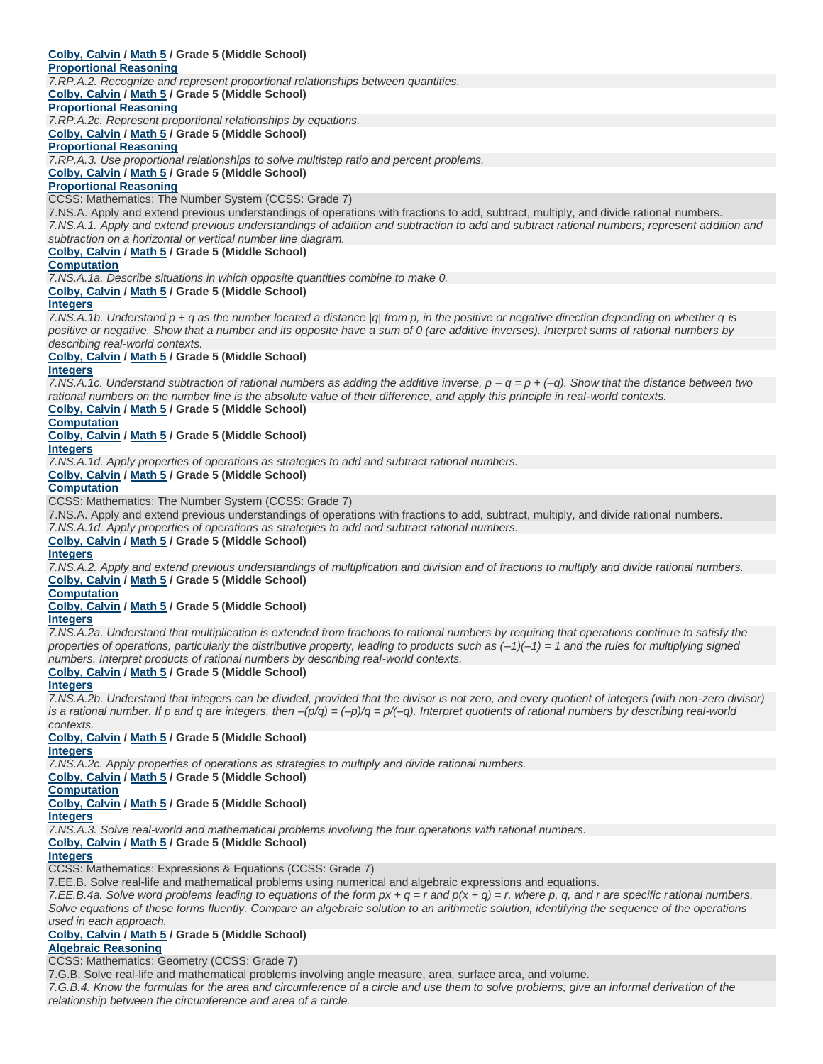**Colby, Calvin / Math 5 / Grade 5 (Middle School)**
**Proportional Reasoning**

*7.RP.A.2. Recognize and represent proportional relationships between quantities.*

**Colby, Calvin / Math 5 / Grade 5 (Middle School)**
**Proportional Reasoning**

*7.RP.A.2c. Represent proportional relationships by equations.*

**Colby, Calvin / Math 5 / Grade 5 (Middle School)**
**Proportional Reasoning**

*7.RP.A.3. Use proportional relationships to solve multistep ratio and percent problems.*

**Colby, Calvin / Math 5 / Grade 5 (Middle School)**
**Proportional Reasoning**

CCSS: Mathematics: The Number System (CCSS: Grade 7)

7.NS.A. Apply and extend previous understandings of operations with fractions to add, subtract, multiply, and divide rational numbers.

*7.NS.A.1. Apply and extend previous understandings of addition and subtraction to add and subtract rational numbers; represent addition and subtraction on a horizontal or vertical number line diagram.*

**Colby, Calvin / Math 5 / Grade 5 (Middle School)**
**Computation**

*7.NS.A.1a. Describe situations in which opposite quantities combine to make 0.*

**Colby, Calvin / Math 5 / Grade 5 (Middle School)**
**Integers**

*7.NS.A.1b. Understand $p + q$ as the number located a distance $|q|$ from $p$, in the positive or negative direction depending on whether $q$ is positive or negative. Show that a number and its opposite have a sum of 0 (are additive inverses). Interpret sums of rational numbers by describing real-world contexts.*

**Colby, Calvin / Math 5 / Grade 5 (Middle School)**
**Integers**

*7.NS.A.1c. Understand subtraction of rational numbers as adding the additive inverse, $p – q = p + (–q)$. Show that the distance between two rational numbers on the number line is the absolute value of their difference, and apply this principle in real-world contexts.*

**Colby, Calvin / Math 5 / Grade 5 (Middle School)**
**Computation**

**Colby, Calvin / Math 5 / Grade 5 (Middle School)**
**Integers**

*7.NS.A.1d. Apply properties of operations as strategies to add and subtract rational numbers.*

**Colby, Calvin / Math 5 / Grade 5 (Middle School)**
**Computation**

CCSS: Mathematics: The Number System (CCSS: Grade 7)

7.NS.A. Apply and extend previous understandings of operations with fractions to add, subtract, multiply, and divide rational numbers.

*7.NS.A.1d. Apply properties of operations as strategies to add and subtract rational numbers.*

**Colby, Calvin / Math 5 / Grade 5 (Middle School)**
**Integers**

*7.NS.A.2. Apply and extend previous understandings of multiplication and division and of fractions to multiply and divide rational numbers.*

**Colby, Calvin / Math 5 / Grade 5 (Middle School)**
**Computation**

**Colby, Calvin / Math 5 / Grade 5 (Middle School)**
**Integers**

*7.NS.A.2a. Understand that multiplication is extended from fractions to rational numbers by requiring that operations continue to satisfy the properties of operations, particularly the distributive property, leading to products such as $(–1)(–1) = 1$ and the rules for multiplying signed numbers. Interpret products of rational numbers by describing real-world contexts.*

**Colby, Calvin / Math 5 / Grade 5 (Middle School)**
**Integers**

*7.NS.A.2b. Understand that integers can be divided, provided that the divisor is not zero, and every quotient of integers (with non-zero divisor) is a rational number. If $p$ and $q$ are integers, then $–(p/q) = (–p)/q = p/(–q)$. Interpret quotients of rational numbers by describing real-world contexts.*

**Colby, Calvin / Math 5 / Grade 5 (Middle School)**
**Integers**

*7.NS.A.2c. Apply properties of operations as strategies to multiply and divide rational numbers.*

**Colby, Calvin / Math 5 / Grade 5 (Middle School)**
**Computation**

**Colby, Calvin / Math 5 / Grade 5 (Middle School)**
**Integers**

*7.NS.A.3. Solve real-world and mathematical problems involving the four operations with rational numbers.*

**Colby, Calvin / Math 5 / Grade 5 (Middle School)**
**Integers**

CCSS: Mathematics: Expressions & Equations (CCSS: Grade 7)

7.EE.B. Solve real-life and mathematical problems using numerical and algebraic expressions and equations.

*7.EE.B.4a. Solve word problems leading to equations of the form $px + q = r$ and $p(x + q) = r$, where $p$, $q$, and $r$ are specific rational numbers. Solve equations of these forms fluently. Compare an algebraic solution to an arithmetic solution, identifying the sequence of the operations used in each approach.*

**Colby, Calvin / Math 5 / Grade 5 (Middle School)**
**Algebraic Reasoning**

CCSS: Mathematics: Geometry (CCSS: Grade 7)

7.G.B. Solve real-life and mathematical problems involving angle measure, area, surface area, and volume.

*7.G.B.4. Know the formulas for the area and circumference of a circle and use them to solve problems; give an informal derivation of the relationship between the circumference and area of a circle.*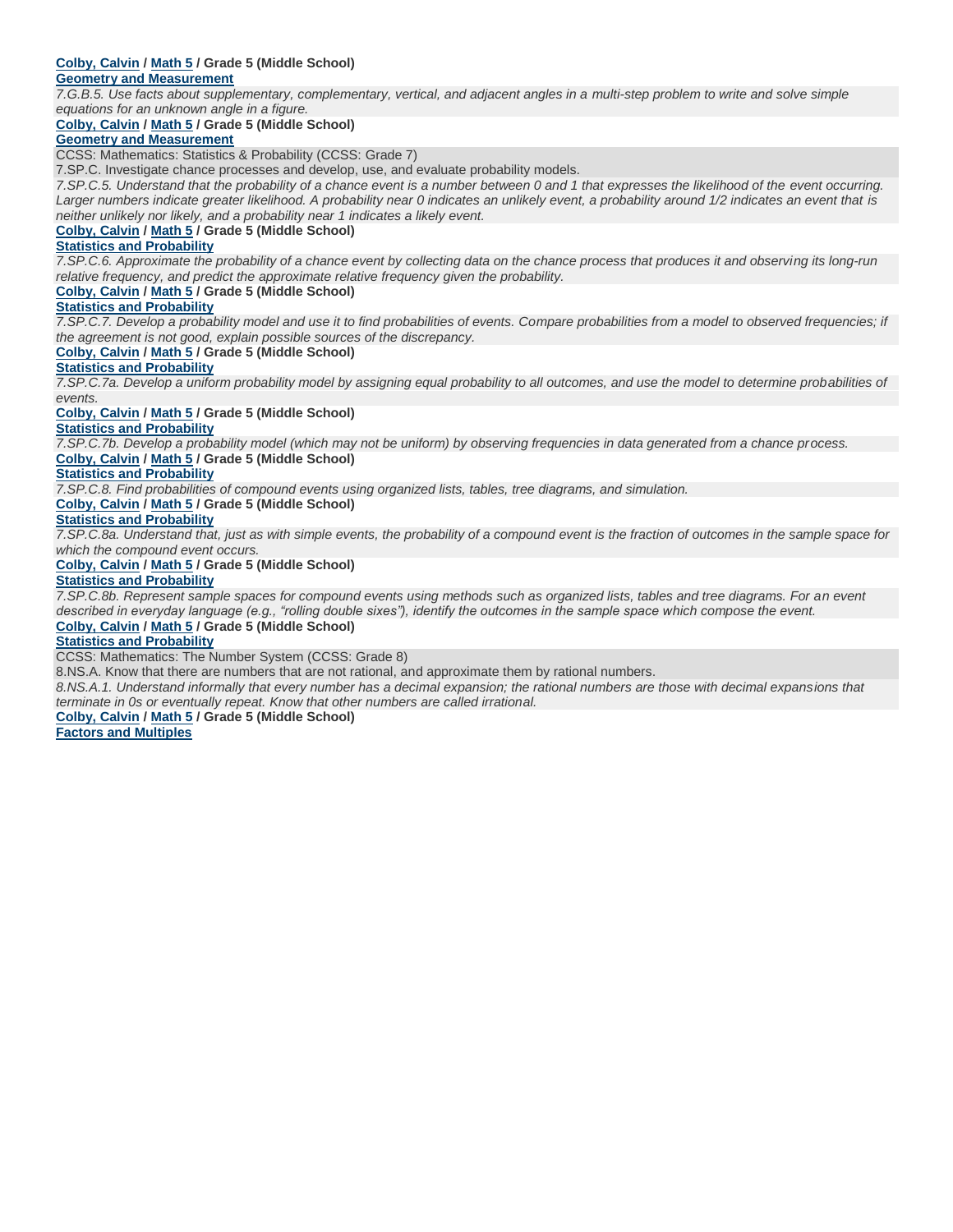**Colby, Calvin / Math 5 / Grade 5 (Middle School)**
**Geometry and Measurement**

*7.G.B.5. Use facts about supplementary, complementary, vertical, and adjacent angles in a multi-step problem to write and solve simple equations for an unknown angle in a figure.*

**Colby, Calvin / Math 5 / Grade 5 (Middle School)**
**Geometry and Measurement**

CCSS: Mathematics: Statistics & Probability (CCSS: Grade 7)

7.SP.C. Investigate chance processes and develop, use, and evaluate probability models.

*7.SP.C.5. Understand that the probability of a chance event is a number between 0 and 1 that expresses the likelihood of the event occurring. Larger numbers indicate greater likelihood. A probability near 0 indicates an unlikely event, a probability around 1/2 indicates an event that is neither unlikely nor likely, and a probability near 1 indicates a likely event.*

**Colby, Calvin / Math 5 / Grade 5 (Middle School)**
**Statistics and Probability**

*7.SP.C.6. Approximate the probability of a chance event by collecting data on the chance process that produces it and observing its long-run relative frequency, and predict the approximate relative frequency given the probability.*

**Colby, Calvin / Math 5 / Grade 5 (Middle School)**
**Statistics and Probability**

*7.SP.C.7. Develop a probability model and use it to find probabilities of events. Compare probabilities from a model to observed frequencies; if the agreement is not good, explain possible sources of the discrepancy.*

**Colby, Calvin / Math 5 / Grade 5 (Middle School)**
**Statistics and Probability**

*7.SP.C.7a. Develop a uniform probability model by assigning equal probability to all outcomes, and use the model to determine probabilities of events.*

**Colby, Calvin / Math 5 / Grade 5 (Middle School)**
**Statistics and Probability**

*7.SP.C.7b. Develop a probability model (which may not be uniform) by observing frequencies in data generated from a chance process.*

**Colby, Calvin / Math 5 / Grade 5 (Middle School)**
**Statistics and Probability**

*7.SP.C.8. Find probabilities of compound events using organized lists, tables, tree diagrams, and simulation.*

**Colby, Calvin / Math 5 / Grade 5 (Middle School)**
**Statistics and Probability**

*7.SP.C.8a. Understand that, just as with simple events, the probability of a compound event is the fraction of outcomes in the sample space for which the compound event occurs.*

**Colby, Calvin / Math 5 / Grade 5 (Middle School)**
**Statistics and Probability**

*7.SP.C.8b. Represent sample spaces for compound events using methods such as organized lists, tables and tree diagrams. For an event described in everyday language (e.g., "rolling double sixes"), identify the outcomes in the sample space which compose the event.*

**Colby, Calvin / Math 5 / Grade 5 (Middle School)**
**Statistics and Probability**

CCSS: Mathematics: The Number System (CCSS: Grade 8)

8.NS.A. Know that there are numbers that are not rational, and approximate them by rational numbers.

*8.NS.A.1. Understand informally that every number has a decimal expansion; the rational numbers are those with decimal expansions that terminate in 0s or eventually repeat. Know that other numbers are called irrational.*

**Colby, Calvin / Math 5 / Grade 5 (Middle School)**
**Factors and Multiples**